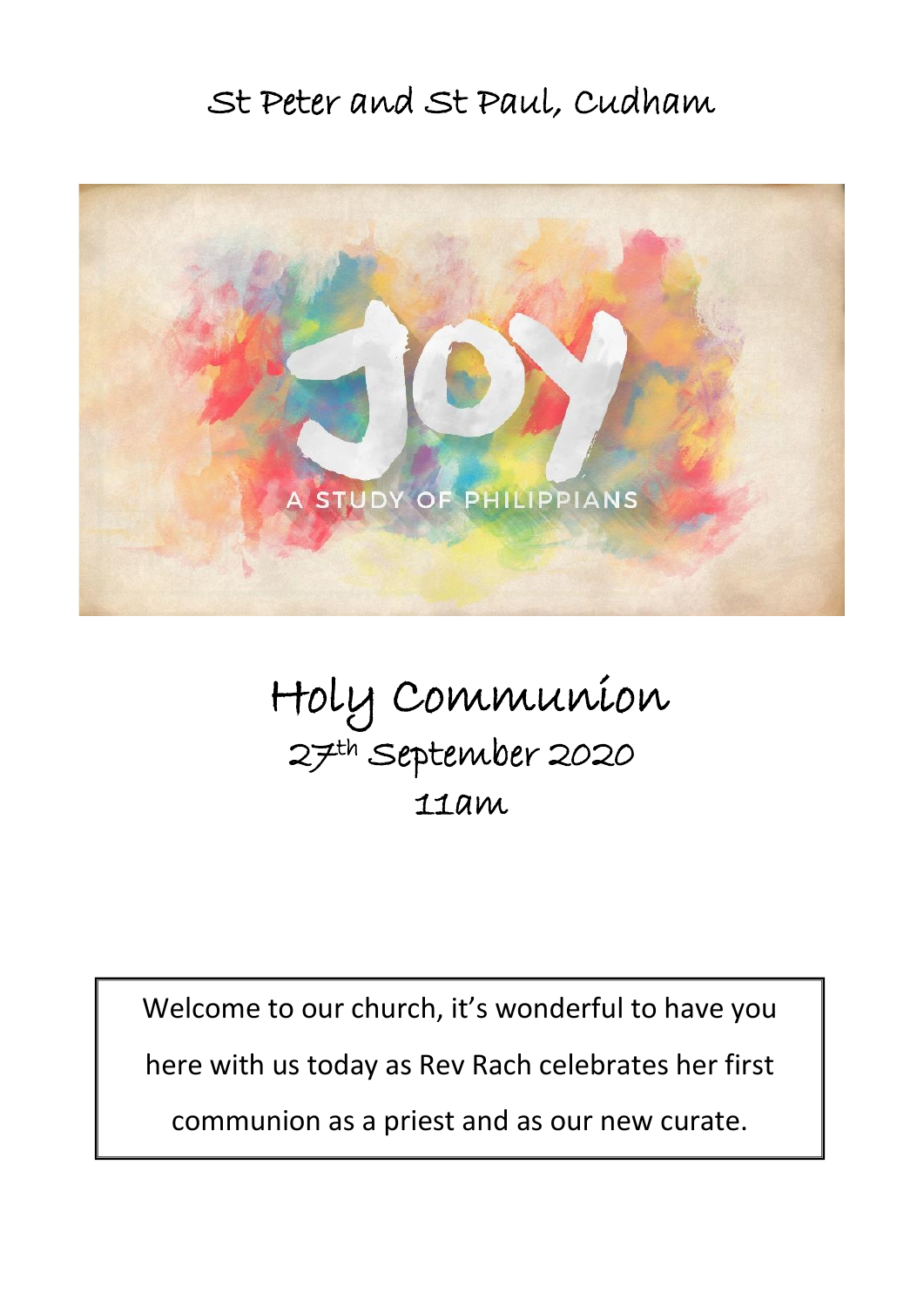# St Peter and St Paul, Cudham

JOY

A STUDY OF PHILIPPIANS

# Holy Communion

## 27th September 2020

## 11am

Welcome to our church, it's wonderful to have you here with us today as Rev Rach celebrates her first communion as a priest and as our new curate.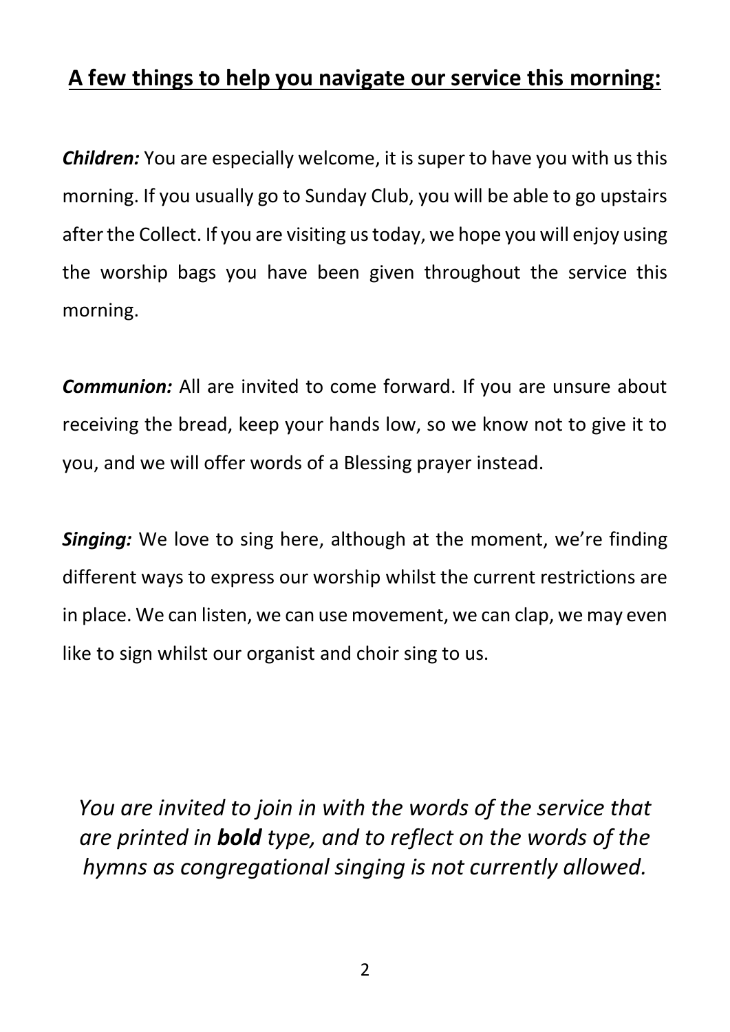## A few things to help you navigate our service this morning:

***Children:*** You are especially welcome, it is super to have you with us this morning. If you usually go to Sunday Club, you will be able to go upstairs after the Collect. If you are visiting us today, we hope you will enjoy using the worship bags you have been given throughout the service this morning.

***Communion:*** All are invited to come forward. If you are unsure about receiving the bread, keep your hands low, so we know not to give it to you, and we will offer words of a Blessing prayer instead.

***Singing:*** We love to sing here, although at the moment, we're finding different ways to express our worship whilst the current restrictions are in place. We can listen, we can use movement, we can clap, we may even like to sign whilst our organist and choir sing to us.

*You are invited to join in with the words of the service that are printed in **bold** type, and to reflect on the words of the hymns as congregational singing is not currently allowed.*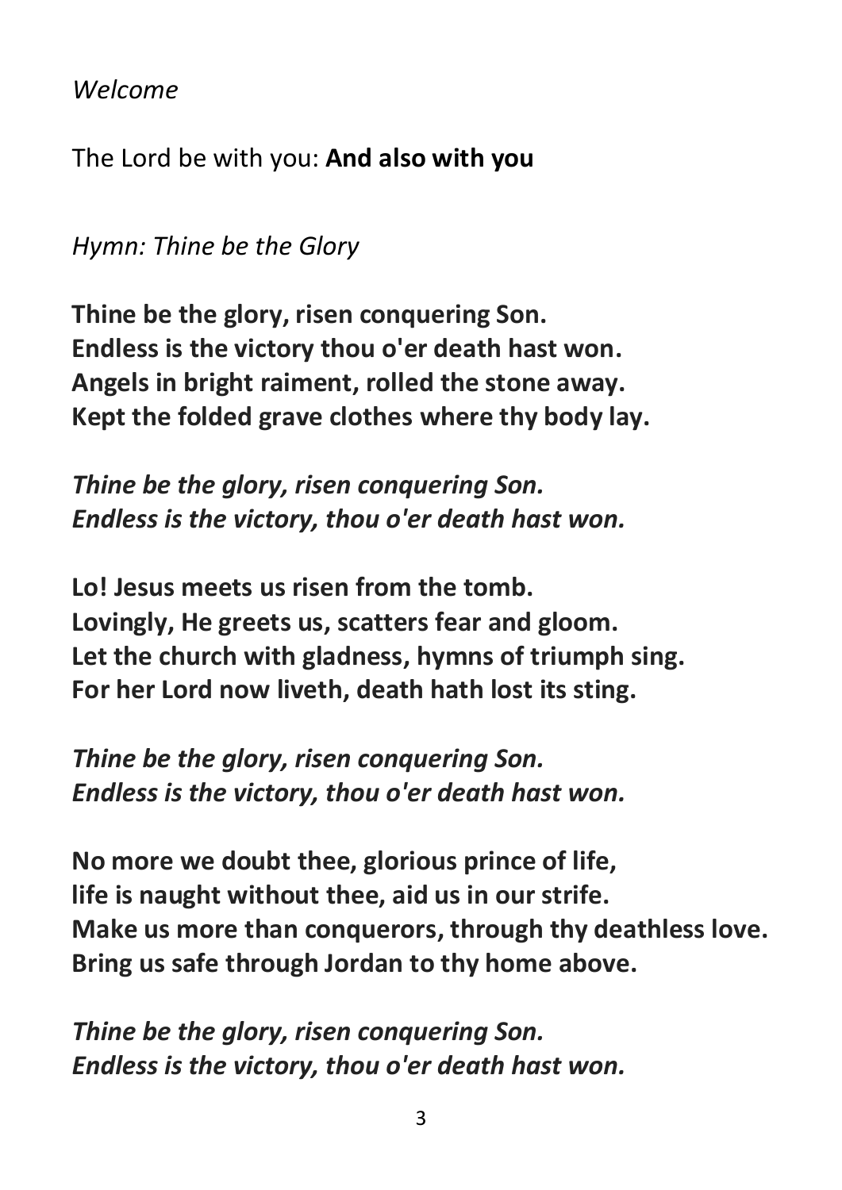*Welcome*

The Lord be with you: **And also with you**

*Hymn: Thine be the Glory*

**Thine be the glory, risen conquering Son.**
**Endless is the victory thou o'er death hast won.**
**Angels in bright raiment, rolled the stone away.**
**Kept the folded grave clothes where thy body lay.**

***Thine be the glory, risen conquering Son.***
***Endless is the victory, thou o'er death hast won.***

**Lo! Jesus meets us risen from the tomb.**
**Lovingly, He greets us, scatters fear and gloom.**
**Let the church with gladness, hymns of triumph sing.**
**For her Lord now liveth, death hath lost its sting.**

***Thine be the glory, risen conquering Son.***
***Endless is the victory, thou o'er death hast won.***

**No more we doubt thee, glorious prince of life,**
**life is naught without thee, aid us in our strife.**
**Make us more than conquerors, through thy deathless love.**
**Bring us safe through Jordan to thy home above.**

***Thine be the glory, risen conquering Son.***
***Endless is the victory, thou o'er death hast won.***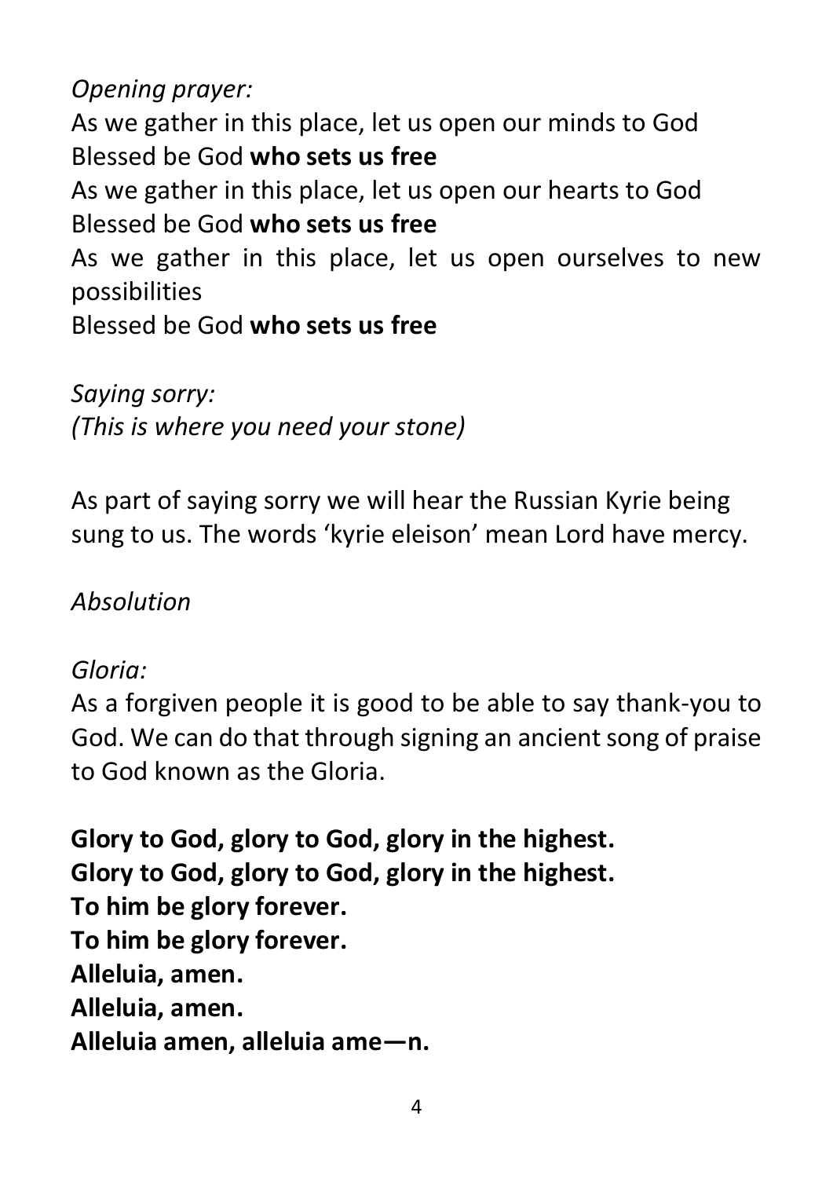*Opening prayer:*

As we gather in this place, let us open our minds to God
Blessed be God **who sets us free**
As we gather in this place, let us open our hearts to God
Blessed be God **who sets us free**
As we gather in this place, let us open ourselves to new possibilities
Blessed be God **who sets us free**

*Saying sorry:*
*(This is where you need your stone)*

As part of saying sorry we will hear the Russian Kyrie being sung to us. The words 'kyrie eleison' mean Lord have mercy.

*Absolution*

*Gloria:*
As a forgiven people it is good to be able to say thank-you to God. We can do that through signing an ancient song of praise to God known as the Gloria.

**Glory to God, glory to God, glory in the highest.**
**Glory to God, glory to God, glory in the highest.**
**To him be glory forever.**
**To him be glory forever.**
**Alleluia, amen.**
**Alleluia, amen.**
**Alleluia amen, alleluia ame—n.**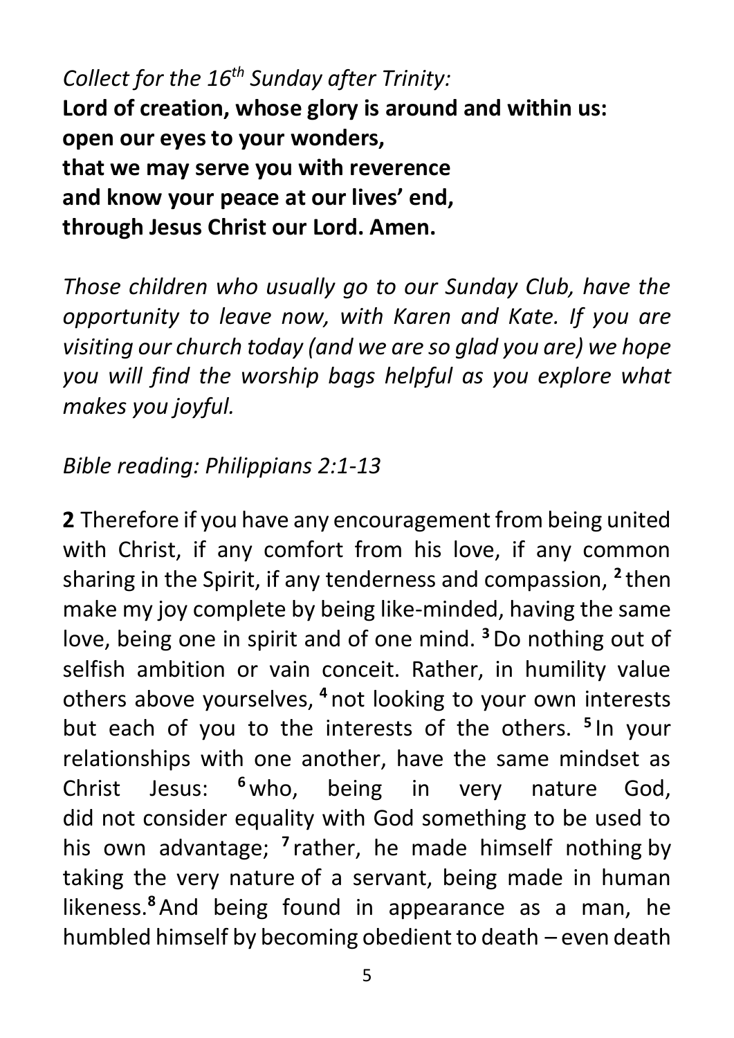*Collect for the 16th Sunday after Trinity:*
**Lord of creation, whose glory is around and within us:**
**open our eyes to your wonders,**
**that we may serve you with reverence**
**and know your peace at our lives' end,**
**through Jesus Christ our Lord. Amen.**

*Those children who usually go to our Sunday Club, have the opportunity to leave now, with Karen and Kate. If you are visiting our church today (and we are so glad you are) we hope you will find the worship bags helpful as you explore what makes you joyful.*

*Bible reading: Philippians 2:1-13*

**2** Therefore if you have any encouragement from being united with Christ, if any comfort from his love, if any common sharing in the Spirit, if any tenderness and compassion, [2] then make my joy complete by being like-minded, having the same love, being one in spirit and of one mind. [3] Do nothing out of selfish ambition or vain conceit. Rather, in humility value others above yourselves, [4] not looking to your own interests but each of you to the interests of the others. [5] In your relationships with one another, have the same mindset as Christ Jesus: [6] who, being in very nature God, did not consider equality with God something to be used to his own advantage; [7] rather, he made himself nothing by taking the very nature of a servant, being made in human likeness.[8] And being found in appearance as a man, he humbled himself by becoming obedient to death – even death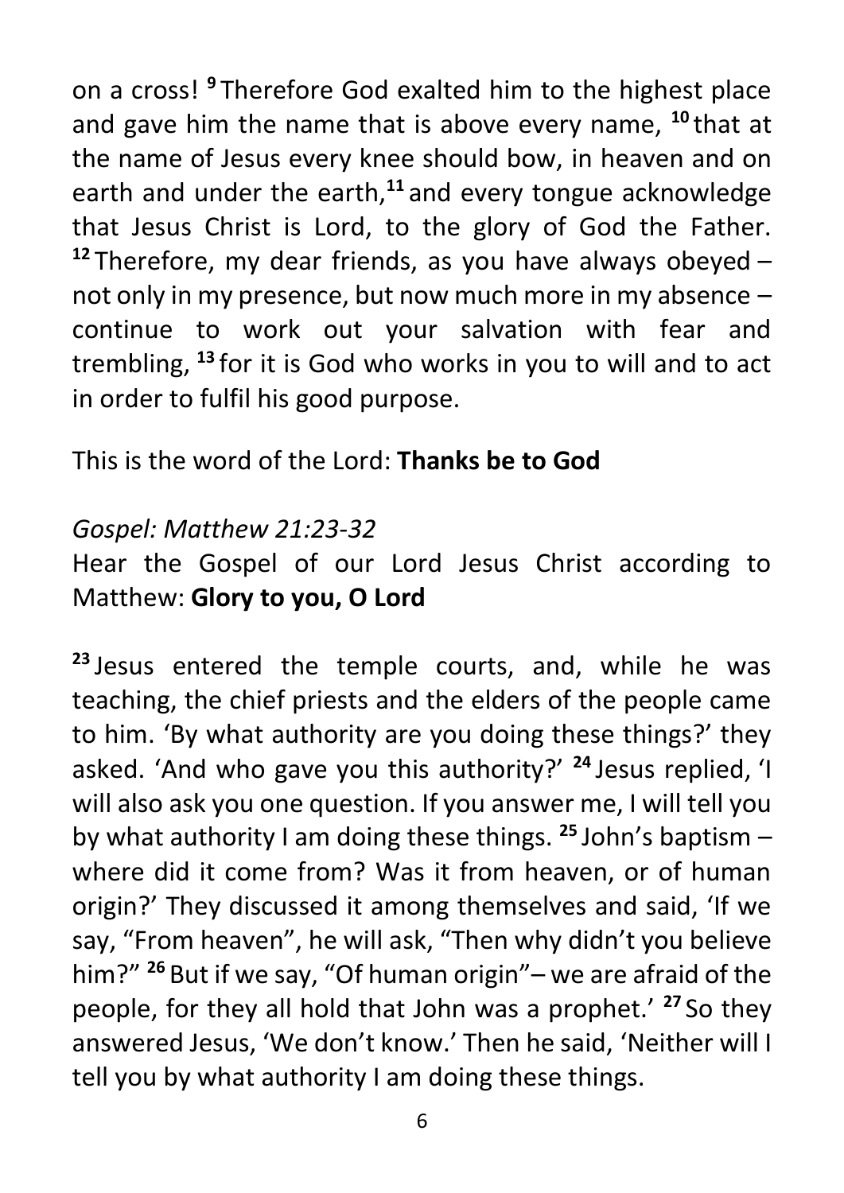on a cross! [9] Therefore God exalted him to the highest place and gave him the name that is above every name, [10] that at the name of Jesus every knee should bow, in heaven and on earth and under the earth,[11] and every tongue acknowledge that Jesus Christ is Lord, to the glory of God the Father. [12] Therefore, my dear friends, as you have always obeyed – not only in my presence, but now much more in my absence – continue to work out your salvation with fear and trembling, [13] for it is God who works in you to will and to act in order to fulfil his good purpose.

This is the word of the Lord: **Thanks be to God**

*Gospel: Matthew 21:23-32*

Hear the Gospel of our Lord Jesus Christ according to Matthew: **Glory to you, O Lord**

[23] Jesus entered the temple courts, and, while he was teaching, the chief priests and the elders of the people came to him. 'By what authority are you doing these things?' they asked. 'And who gave you this authority?' [24] Jesus replied, 'I will also ask you one question. If you answer me, I will tell you by what authority I am doing these things. [25] John's baptism – where did it come from? Was it from heaven, or of human origin?' They discussed it among themselves and said, 'If we say, "From heaven", he will ask, "Then why didn't you believe him?" [26] But if we say, "Of human origin"– we are afraid of the people, for they all hold that John was a prophet.' [27] So they answered Jesus, 'We don't know.' Then he said, 'Neither will I tell you by what authority I am doing these things.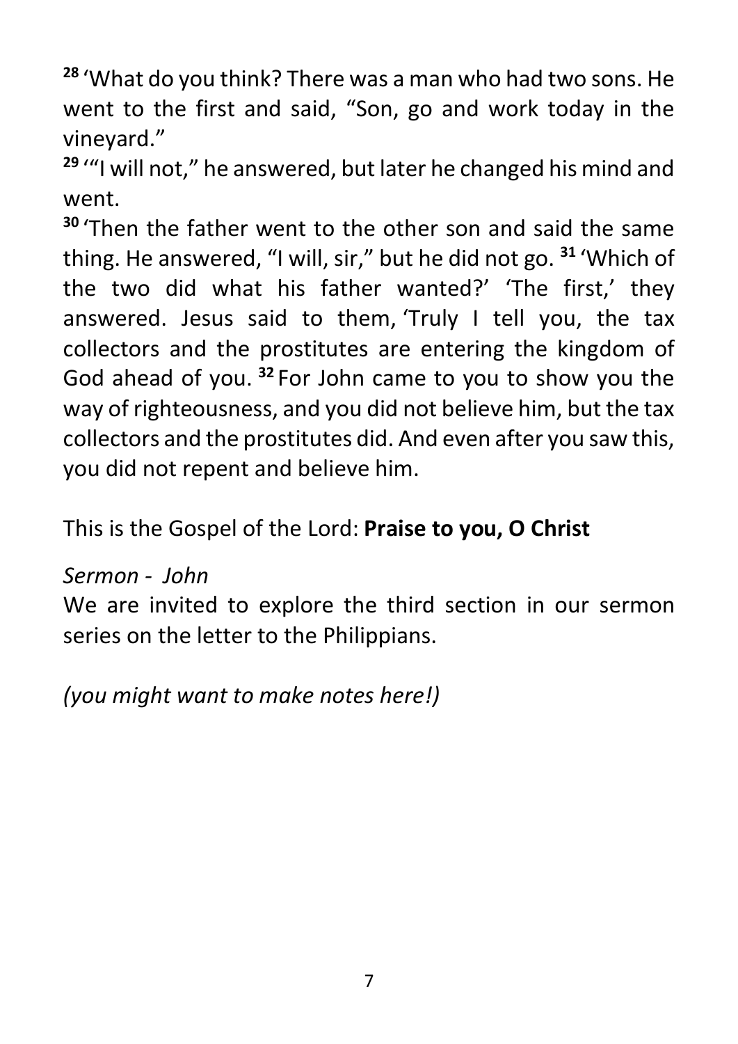[28] 'What do you think? There was a man who had two sons. He went to the first and said, "Son, go and work today in the vineyard."

[29] '"I will not," he answered, but later he changed his mind and went.

[30] 'Then the father went to the other son and said the same thing. He answered, "I will, sir," but he did not go. [31] 'Which of the two did what his father wanted?' 'The first,' they answered. Jesus said to them, 'Truly I tell you, the tax collectors and the prostitutes are entering the kingdom of God ahead of you. [32] For John came to you to show you the way of righteousness, and you did not believe him, but the tax collectors and the prostitutes did. And even after you saw this, you did not repent and believe him.

This is the Gospel of the Lord: **Praise to you, O Christ**

*Sermon - John*

We are invited to explore the third section in our sermon series on the letter to the Philippians.

*(you might want to make notes here!)*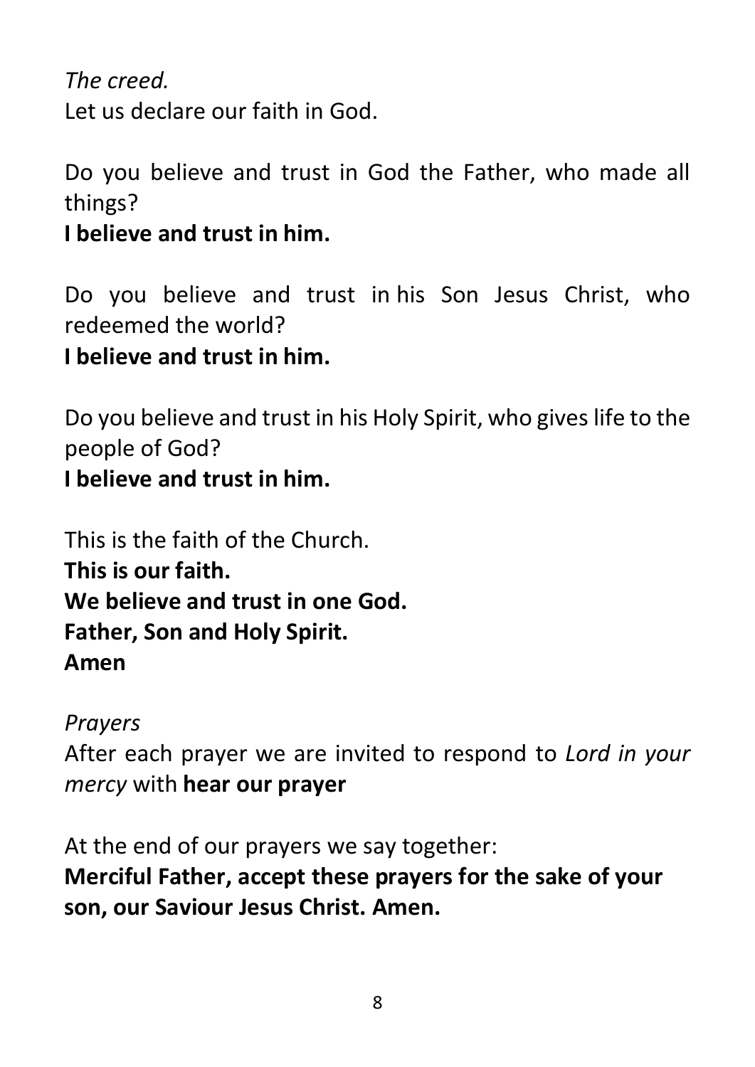*The creed.*
Let us declare our faith in God.

Do you believe and trust in God the Father, who made all things?
**I believe and trust in him.**

Do you believe and trust in his Son Jesus Christ, who redeemed the world?
**I believe and trust in him.**

Do you believe and trust in his Holy Spirit, who gives life to the people of God?
**I believe and trust in him.**

This is the faith of the Church.
**This is our faith.**
**We believe and trust in one God.**
**Father, Son and Holy Spirit.**
**Amen**

*Prayers*
After each prayer we are invited to respond to *Lord in your mercy* with **hear our prayer**

At the end of our prayers we say together:
**Merciful Father, accept these prayers for the sake of your son, our Saviour Jesus Christ. Amen.**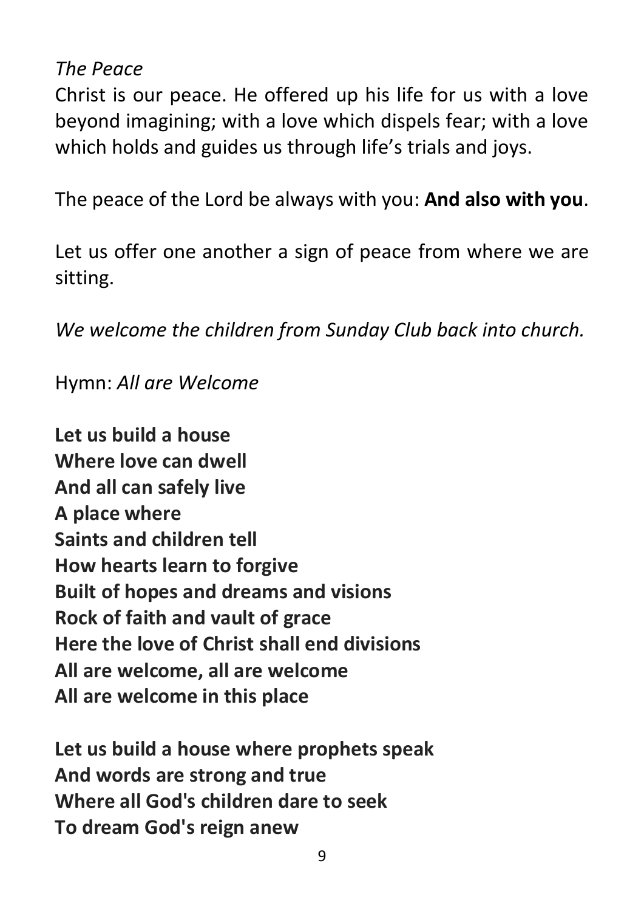*The Peace*

Christ is our peace. He offered up his life for us with a love beyond imagining; with a love which dispels fear; with a love which holds and guides us through life's trials and joys.

The peace of the Lord be always with you: **And also with you**.

Let us offer one another a sign of peace from where we are sitting.

*We welcome the children from Sunday Club back into church.*

Hymn: *All are Welcome*

**Let us build a house**
**Where love can dwell**
**And all can safely live**
**A place where**
**Saints and children tell**
**How hearts learn to forgive**
**Built of hopes and dreams and visions**
**Rock of faith and vault of grace**
**Here the love of Christ shall end divisions**
**All are welcome, all are welcome**
**All are welcome in this place**

**Let us build a house where prophets speak**
**And words are strong and true**
**Where all God's children dare to seek**
**To dream God's reign anew**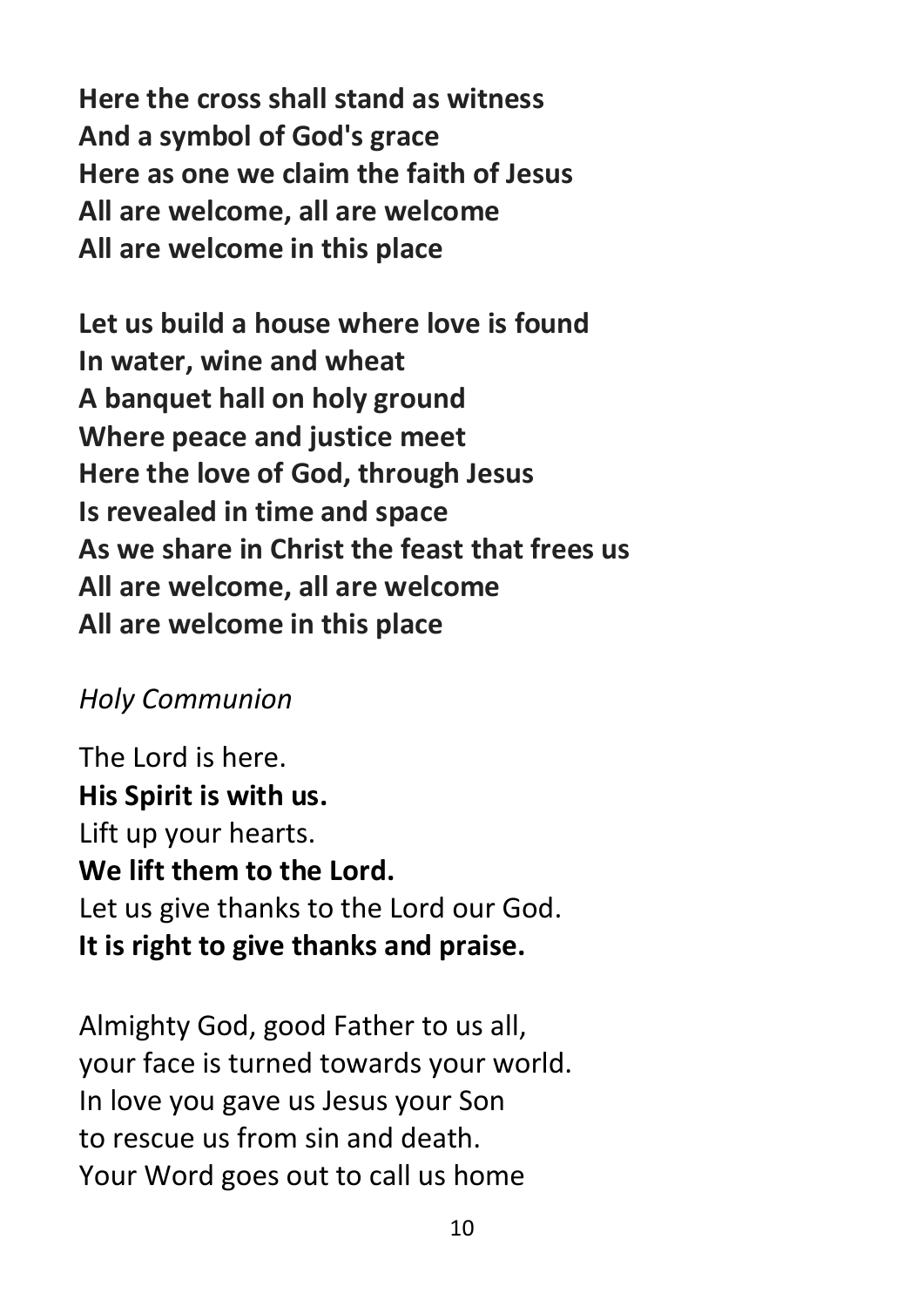**Here the cross shall stand as witness**
**And a symbol of God's grace**
**Here as one we claim the faith of Jesus**
**All are welcome, all are welcome**
**All are welcome in this place**

**Let us build a house where love is found**
**In water, wine and wheat**
**A banquet hall on holy ground**
**Where peace and justice meet**
**Here the love of God, through Jesus**
**Is revealed in time and space**
**As we share in Christ the feast that frees us**
**All are welcome, all are welcome**
**All are welcome in this place**

*Holy Communion*

The Lord is here.
**His Spirit is with us.**
Lift up your hearts.
**We lift them to the Lord.**
Let us give thanks to the Lord our God.
**It is right to give thanks and praise.**

Almighty God, good Father to us all,
your face is turned towards your world.
In love you gave us Jesus your Son
to rescue us from sin and death.
Your Word goes out to call us home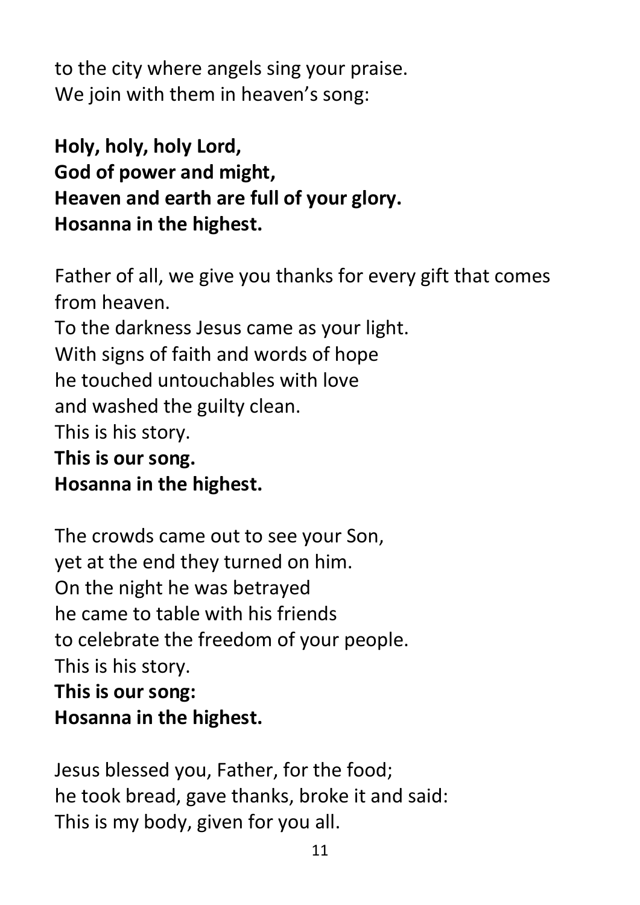to the city where angels sing your praise.
We join with them in heaven's song:

**Holy, holy, holy Lord,**
**God of power and might,**
**Heaven and earth are full of your glory.**
**Hosanna in the highest.**

Father of all, we give you thanks for every gift that comes from heaven.
To the darkness Jesus came as your light.
With signs of faith and words of hope
he touched untouchables with love
and washed the guilty clean.
This is his story.
**This is our song.**
**Hosanna in the highest.**

The crowds came out to see your Son,
yet at the end they turned on him.
On the night he was betrayed
he came to table with his friends
to celebrate the freedom of your people.
This is his story.
**This is our song:**
**Hosanna in the highest.**

Jesus blessed you, Father, for the food;
he took bread, gave thanks, broke it and said:
This is my body, given for you all.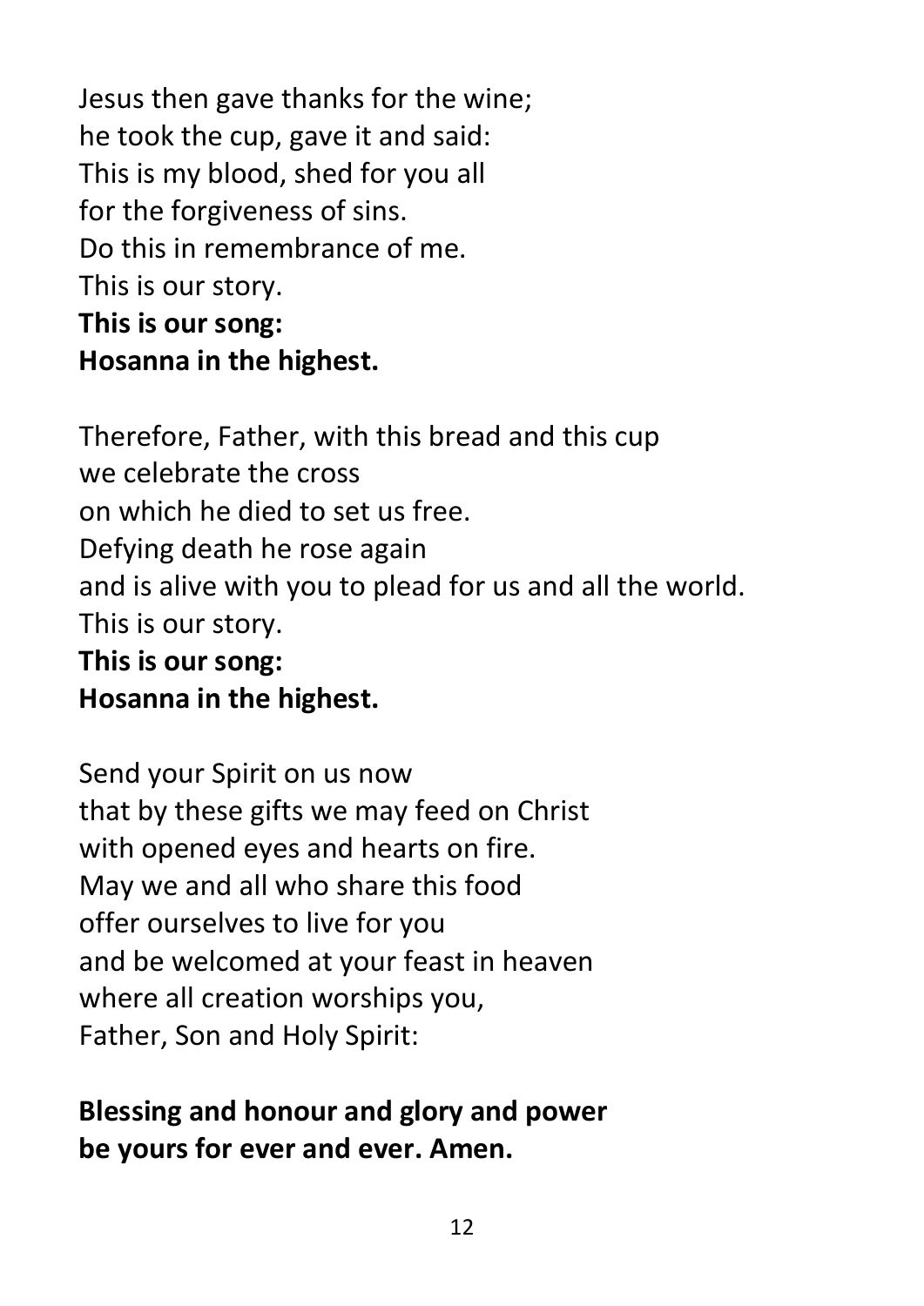Jesus then gave thanks for the wine;  
he took the cup, gave it and said:  
This is my blood, shed for you all  
for the forgiveness of sins.  
Do this in remembrance of me.  
This is our story.  
**This is our song:**  
**Hosanna in the highest.**

Therefore, Father, with this bread and this cup  
we celebrate the cross  
on which he died to set us free.  
Defying death he rose again  
and is alive with you to plead for us and all the world.  
This is our story.  
**This is our song:**  
**Hosanna in the highest.**

Send your Spirit on us now  
that by these gifts we may feed on Christ  
with opened eyes and hearts on fire.  
May we and all who share this food  
offer ourselves to live for you  
and be welcomed at your feast in heaven  
where all creation worships you,  
Father, Son and Holy Spirit:

**Blessing and honour and glory and power**  
**be yours for ever and ever. Amen.**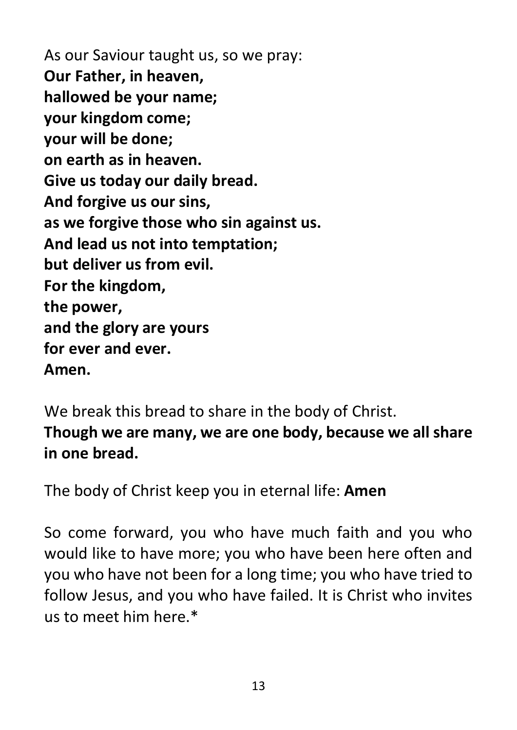As our Saviour taught us, so we pray:
**Our Father, in heaven,**
**hallowed be your name;**
**your kingdom come;**
**your will be done;**
**on earth as in heaven.**
**Give us today our daily bread.**
**And forgive us our sins,**
**as we forgive those who sin against us.**
**And lead us not into temptation;**
**but deliver us from evil.**
**For the kingdom,**
**the power,**
**and the glory are yours**
**for ever and ever.**
**Amen.**

We break this bread to share in the body of Christ.
**Though we are many, we are one body, because we all share in one bread.**

The body of Christ keep you in eternal life: **Amen**

So come forward, you who have much faith and you who would like to have more; you who have been here often and you who have not been for a long time; you who have tried to follow Jesus, and you who have failed. It is Christ who invites us to meet him here.*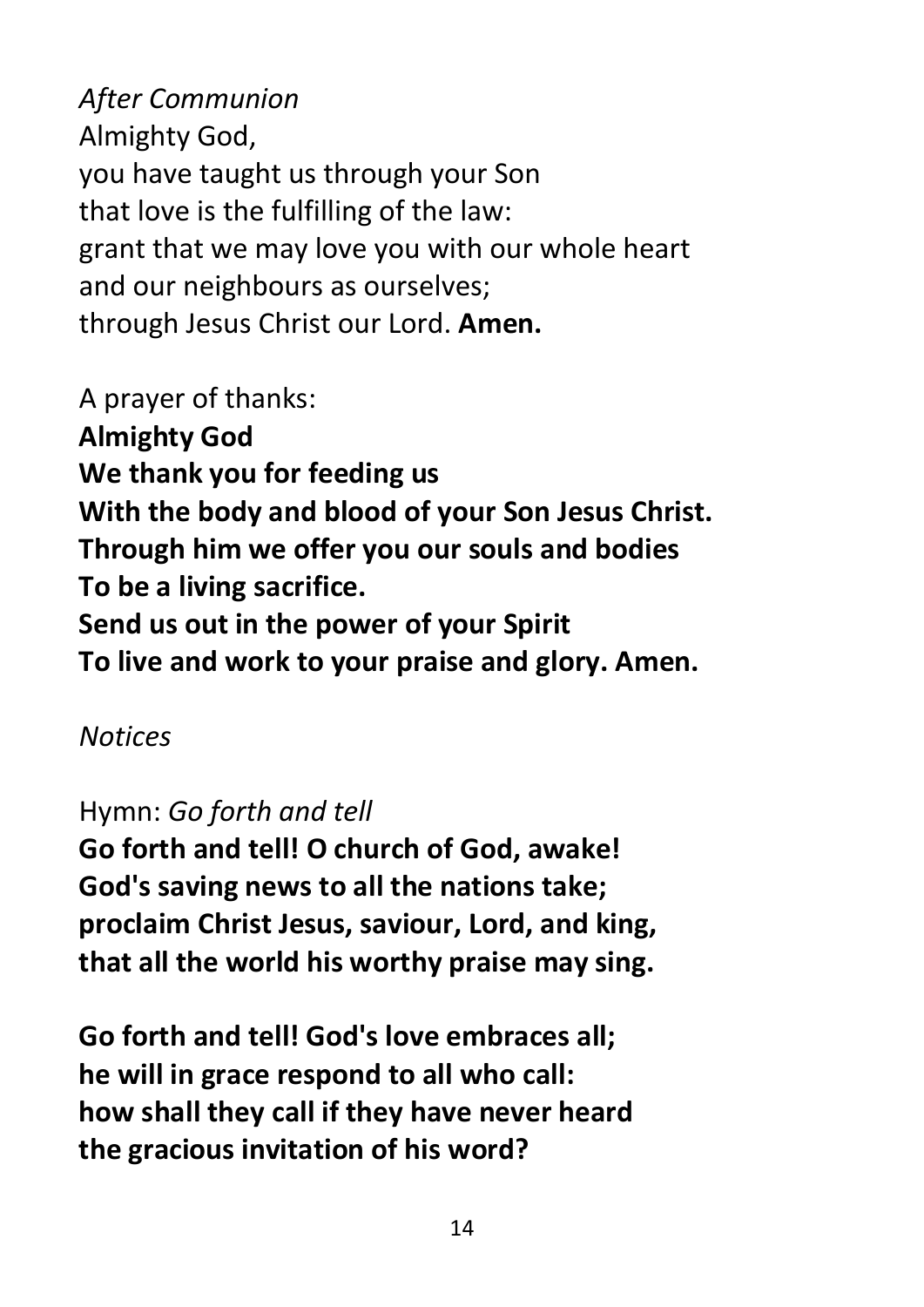*After Communion*
Almighty God,
you have taught us through your Son
that love is the fulfilling of the law:
grant that we may love you with our whole heart
and our neighbours as ourselves;
through Jesus Christ our Lord. **Amen.**

A prayer of thanks:
**Almighty God**
**We thank you for feeding us**
**With the body and blood of your Son Jesus Christ.**
**Through him we offer you our souls and bodies**
**To be a living sacrifice.**
**Send us out in the power of your Spirit**
**To live and work to your praise and glory. Amen.**

*Notices*

Hymn: *Go forth and tell*
**Go forth and tell! O church of God, awake!**
**God's saving news to all the nations take;**
**proclaim Christ Jesus, saviour, Lord, and king,**
**that all the world his worthy praise may sing.**

**Go forth and tell! God's love embraces all;**
**he will in grace respond to all who call:**
**how shall they call if they have never heard**
**the gracious invitation of his word?**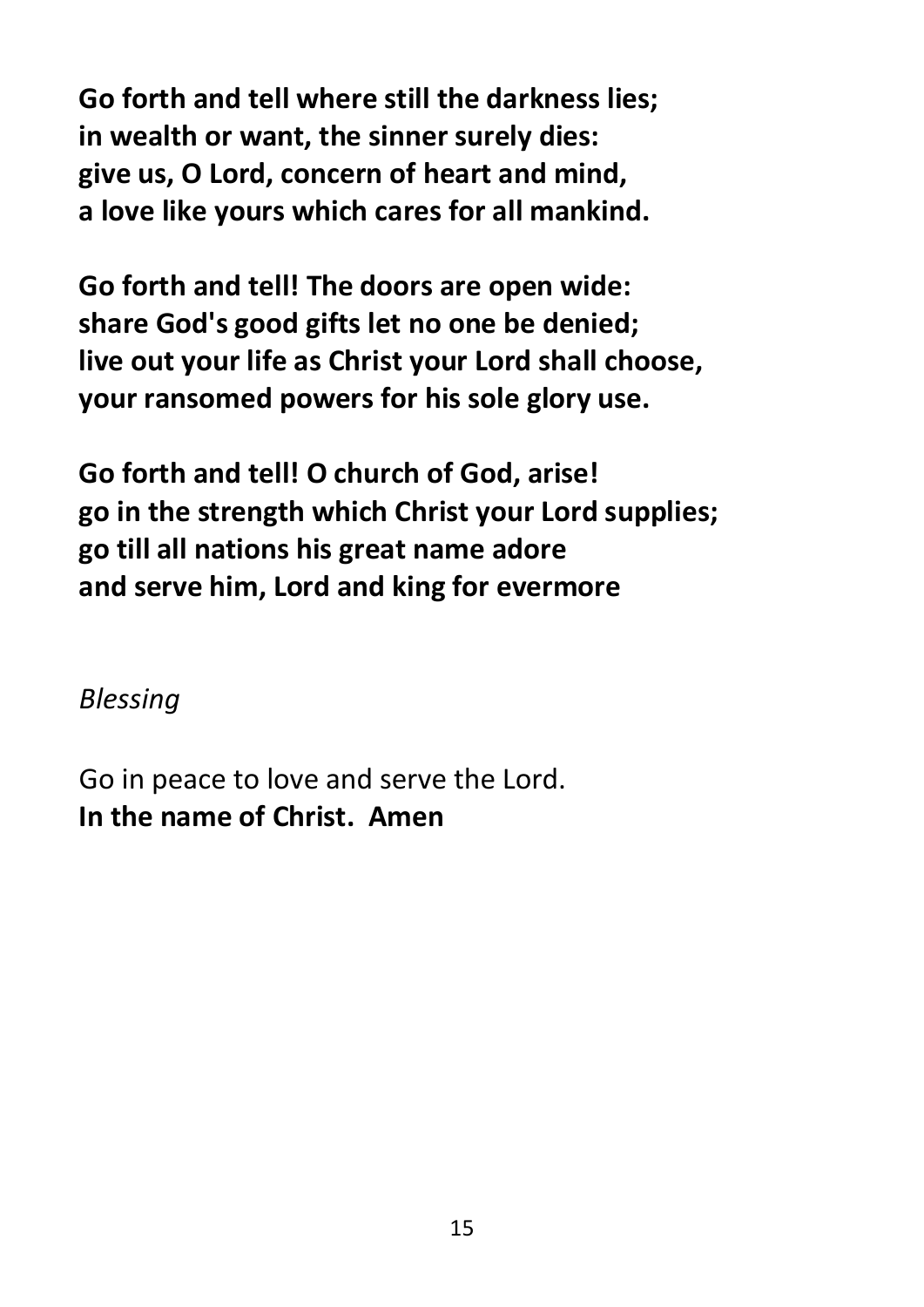**Go forth and tell where still the darkness lies;**
**in wealth or want, the sinner surely dies:**
**give us, O Lord, concern of heart and mind,**
**a love like yours which cares for all mankind.**

**Go forth and tell! The doors are open wide:**
**share God's good gifts let no one be denied;**
**live out your life as Christ your Lord shall choose,**
**your ransomed powers for his sole glory use.**

**Go forth and tell! O church of God, arise!**
**go in the strength which Christ your Lord supplies;**
**go till all nations his great name adore**
**and serve him, Lord and king for evermore**

*Blessing*

Go in peace to love and serve the Lord.
**In the name of Christ. Amen**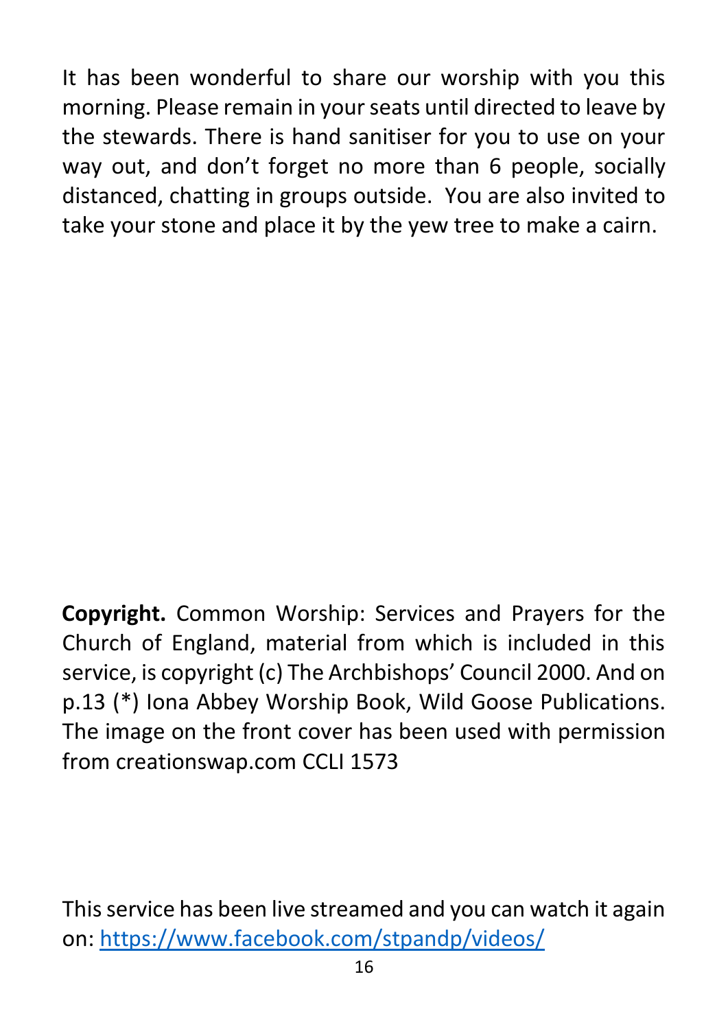It has been wonderful to share our worship with you this morning. Please remain in your seats until directed to leave by the stewards. There is hand sanitiser for you to use on your way out, and don't forget no more than 6 people, socially distanced, chatting in groups outside. You are also invited to take your stone and place it by the yew tree to make a cairn.

**Copyright.** Common Worship: Services and Prayers for the Church of England, material from which is included in this service, is copyright (c) The Archbishops' Council 2000. And on p.13 (*) Iona Abbey Worship Book, Wild Goose Publications. The image on the front cover has been used with permission from creationswap.com CCLI 1573

This service has been live streamed and you can watch it again on: [https://www.facebook.com/stpandp/videos/](https://www.facebook.com/stpandp/videos/)